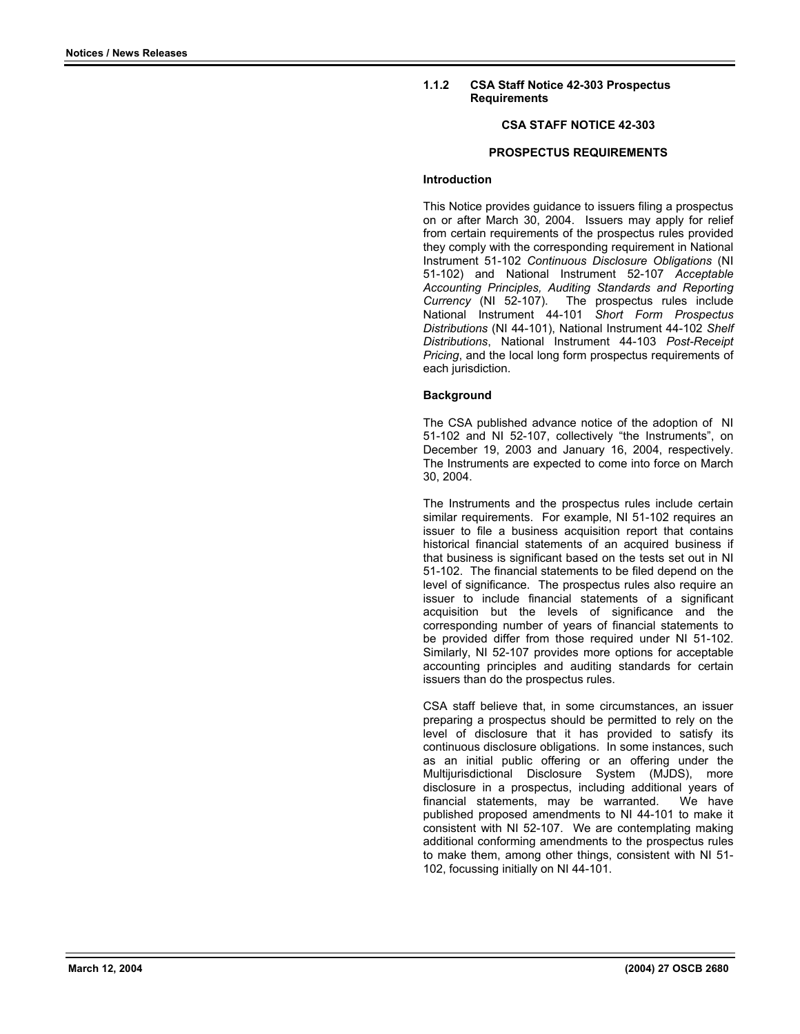### 1.1.2 CSA Staff Notice 42-303 Prospectus Requirements

**CSA STAFF NOTICE 42-303**

**PROSPECTUS REQUIREMENTS**

**Introduction**

This Notice provides guidance to issuers filing a prospectus on or after March 30, 2004. Issuers may apply for relief from certain requirements of the prospectus rules provided they comply with the corresponding requirement in National Instrument 51-102 *Continuous Disclosure Obligations* (NI 51-102) and National Instrument 52-107 *Acceptable Accounting Principles, Auditing Standards and Reporting Currency* (NI 52-107). The prospectus rules include National Instrument 44-101 *Short Form Prospectus Distributions* (NI 44-101), National Instrument 44-102 *Shelf Distributions*, National Instrument 44-103 *Post-Receipt Pricing*, and the local long form prospectus requirements of each jurisdiction.

**Background**

The CSA published advance notice of the adoption of NI 51-102 and NI 52-107, collectively "the Instruments", on December 19, 2003 and January 16, 2004, respectively. The Instruments are expected to come into force on March 30, 2004.

The Instruments and the prospectus rules include certain similar requirements. For example, NI 51-102 requires an issuer to file a business acquisition report that contains historical financial statements of an acquired business if that business is significant based on the tests set out in NI 51-102. The financial statements to be filed depend on the level of significance. The prospectus rules also require an issuer to include financial statements of a significant acquisition but the levels of significance and the corresponding number of years of financial statements to be provided differ from those required under NI 51-102. Similarly, NI 52-107 provides more options for acceptable accounting principles and auditing standards for certain issuers than do the prospectus rules.

CSA staff believe that, in some circumstances, an issuer preparing a prospectus should be permitted to rely on the level of disclosure that it has provided to satisfy its continuous disclosure obligations. In some instances, such as an initial public offering or an offering under the Multijurisdictional Disclosure System (MJDS), more disclosure in a prospectus, including additional years of financial statements, may be warranted. We have published proposed amendments to NI 44-101 to make it consistent with NI 52-107. We are contemplating making additional conforming amendments to the prospectus rules to make them, among other things, consistent with NI 51-102, focussing initially on NI 44-101.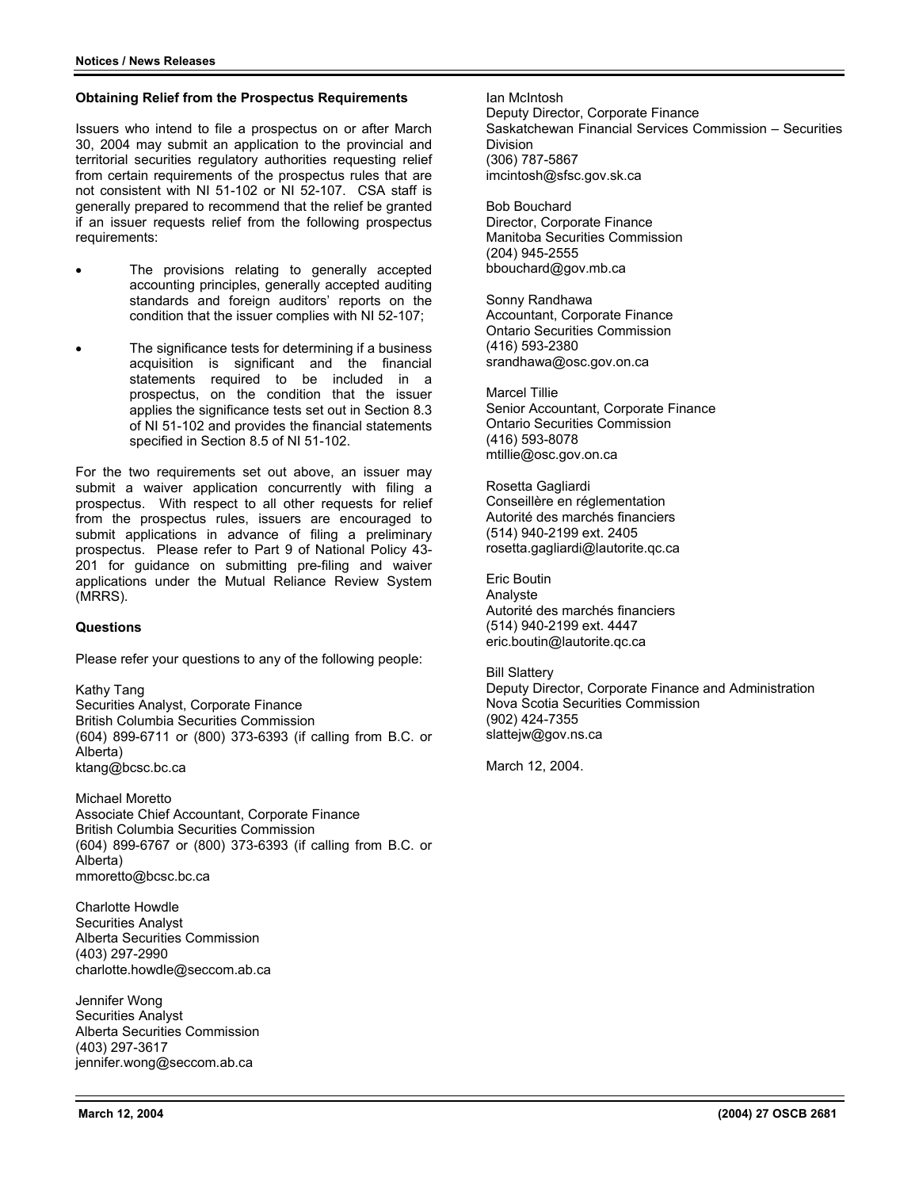### Obtaining Relief from the Prospectus Requirements

Issuers who intend to file a prospectus on or after March 30, 2004 may submit an application to the provincial and territorial securities regulatory authorities requesting relief from certain requirements of the prospectus rules that are not consistent with NI 51-102 or NI 52-107. CSA staff is generally prepared to recommend that the relief be granted if an issuer requests relief from the following prospectus requirements:

- The provisions relating to generally accepted accounting principles, generally accepted auditing standards and foreign auditors' reports on the condition that the issuer complies with NI 52-107;
- The significance tests for determining if a business acquisition is significant and the financial statements required to be included in a prospectus, on the condition that the issuer applies the significance tests set out in Section 8.3 of NI 51-102 and provides the financial statements specified in Section 8.5 of NI 51-102.

For the two requirements set out above, an issuer may submit a waiver application concurrently with filing a prospectus. With respect to all other requests for relief from the prospectus rules, issuers are encouraged to submit applications in advance of filing a preliminary prospectus. Please refer to Part 9 of National Policy 43-201 for guidance on submitting pre-filing and waiver applications under the Mutual Reliance Review System (MRRS).

### Questions

Please refer your questions to any of the following people:

Kathy Tang
Securities Analyst, Corporate Finance
British Columbia Securities Commission
(604) 899-6711 or (800) 373-6393 (if calling from B.C. or Alberta)
ktang@bcsc.bc.ca

Michael Moretto
Associate Chief Accountant, Corporate Finance
British Columbia Securities Commission
(604) 899-6767 or (800) 373-6393 (if calling from B.C. or Alberta)
mmoretto@bcsc.bc.ca

Charlotte Howdle
Securities Analyst
Alberta Securities Commission
(403) 297-2990
charlotte.howdle@seccom.ab.ca

Jennifer Wong
Securities Analyst
Alberta Securities Commission
(403) 297-3617
jennifer.wong@seccom.ab.ca

Ian McIntosh
Deputy Director, Corporate Finance
Saskatchewan Financial Services Commission – Securities Division
(306) 787-5867
imcintosh@sfsc.gov.sk.ca

Bob Bouchard
Director, Corporate Finance
Manitoba Securities Commission
(204) 945-2555
bbouchard@gov.mb.ca

Sonny Randhawa
Accountant, Corporate Finance
Ontario Securities Commission
(416) 593-2380
srandhawa@osc.gov.on.ca

Marcel Tillie
Senior Accountant, Corporate Finance
Ontario Securities Commission
(416) 593-8078
mtillie@osc.gov.on.ca

Rosetta Gagliardi
Conseillère en réglementation
Autorité des marchés financiers
(514) 940-2199 ext. 2405
rosetta.gagliardi@lautorite.qc.ca

Eric Boutin
Analyste
Autorité des marchés financiers
(514) 940-2199 ext. 4447
eric.boutin@lautorite.qc.ca

Bill Slattery
Deputy Director, Corporate Finance and Administration
Nova Scotia Securities Commission
(902) 424-7355
slattejw@gov.ns.ca

March 12, 2004.